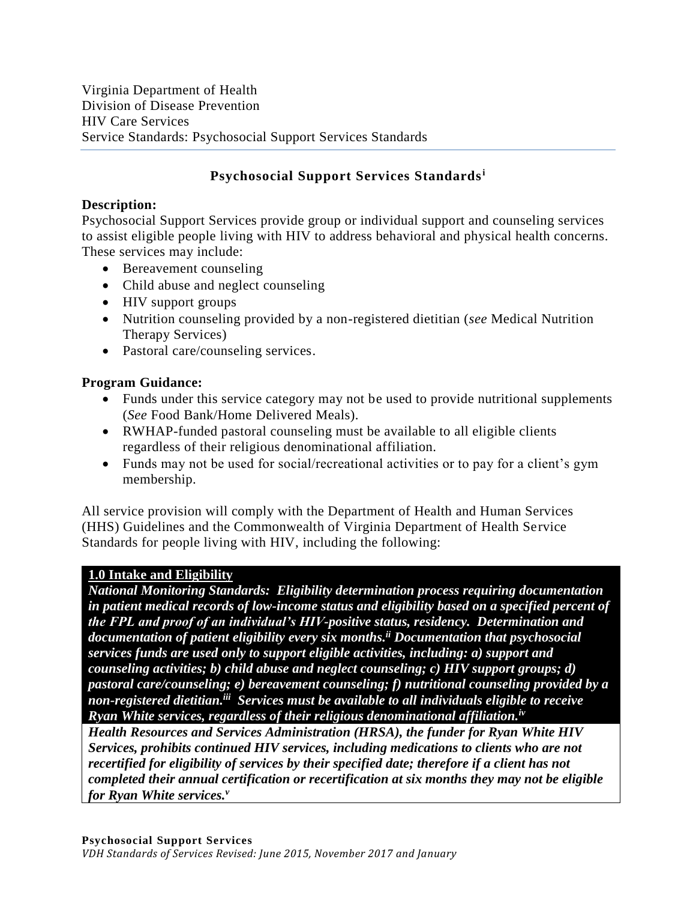Virginia Department of Health
Division of Disease Prevention
HIV Care Services
Service Standards: Psychosocial Support Services Standards

## Psychosocial Support Services Standards[i]

**Description:**
Psychosocial Support Services provide group or individual support and counseling services to assist eligible people living with HIV to address behavioral and physical health concerns. These services may include:

- Bereavement counseling
- Child abuse and neglect counseling
- HIV support groups
- Nutrition counseling provided by a non-registered dietitian (*see* Medical Nutrition Therapy Services)
- Pastoral care/counseling services.

**Program Guidance:**

- Funds under this service category may not be used to provide nutritional supplements (*See* Food Bank/Home Delivered Meals).
- RWHAP-funded pastoral counseling must be available to all eligible clients regardless of their religious denominational affiliation.
- Funds may not be used for social/recreational activities or to pay for a client's gym membership.

All service provision will comply with the Department of Health and Human Services (HHS) Guidelines and the Commonwealth of Virginia Department of Health Service Standards for people living with HIV, including the following:

**1.0 Intake and Eligibility**

***National Monitoring Standards: Eligibility determination process requiring documentation in patient medical records of low-income status and eligibility based on a specified percent of the FPL and proof of an individual's HIV-positive status, residency. Determination and documentation of patient eligibility every six months.[ii] Documentation that psychosocial services funds are used only to support eligible activities, including: a) support and counseling activities; b) child abuse and neglect counseling; c) HIV support groups; d) pastoral care/counseling; e) bereavement counseling; f) nutritional counseling provided by a non-registered dietitian.[iii] Services must be available to all individuals eligible to receive Ryan White services, regardless of their religious denominational affiliation.[iv]***

***Health Resources and Services Administration (HRSA), the funder for Ryan White HIV Services, prohibits continued HIV services, including medications to clients who are not recertified for eligibility of services by their specified date; therefore if a client has not completed their annual certification or recertification at six months they may not be eligible for Ryan White services.[v]***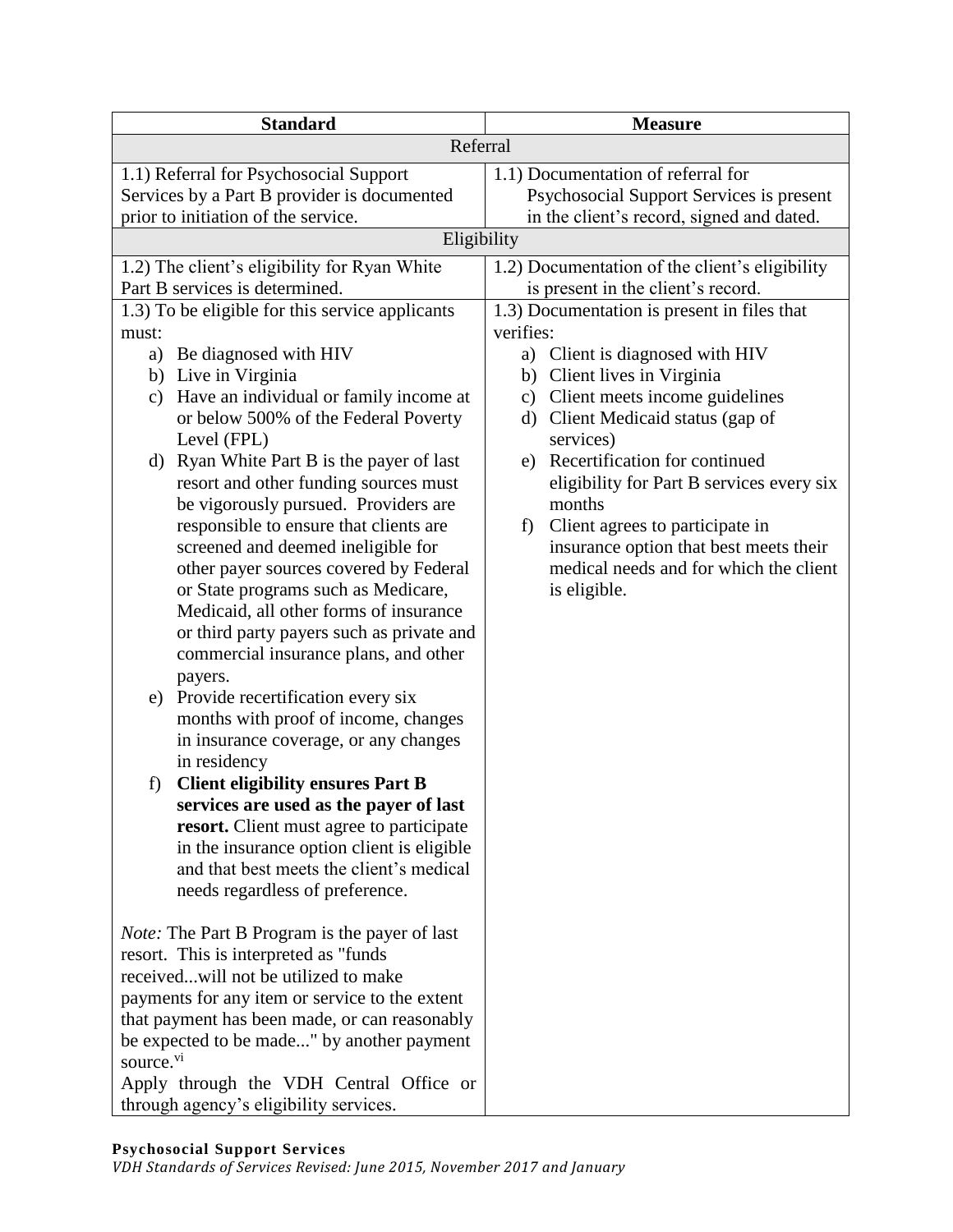| Standard | Measure |
|---|---|
| Referral | |
| 1.1) Referral for Psychosocial Support Services by a Part B provider is documented prior to initiation of the service. | 1.1) Documentation of referral for Psychosocial Support Services is present in the client's record, signed and dated. |
| Eligibility | |
| 1.2) The client's eligibility for Ryan White Part B services is determined. | 1.2) Documentation of the client's eligibility is present in the client's record. |
| 1.3) To be eligible for this service applicants must:<br>a) Be diagnosed with HIV<br>b) Live in Virginia<br>c) Have an individual or family income at or below 500% of the Federal Poverty Level (FPL)<br>d) Ryan White Part B is the payer of last resort and other funding sources must be vigorously pursued. Providers are responsible to ensure that clients are screened and deemed ineligible for other payer sources covered by Federal or State programs such as Medicare, Medicaid, all other forms of insurance or third party payers such as private and commercial insurance plans, and other payers.<br>e) Provide recertification every six months with proof of income, changes in insurance coverage, or any changes in residency<br>f) **Client eligibility ensures Part B services are used as the payer of last resort.** Client must agree to participate in the insurance option client is eligible and that best meets the client's medical needs regardless of preference.<br><br>*Note:* The Part B Program is the payer of last resort. This is interpreted as "funds received...will not be utilized to make payments for any item or service to the extent that payment has been made, or can reasonably be expected to be made..." by another payment source.[vi]<br>Apply through the VDH Central Office or through agency's eligibility services. | 1.3) Documentation is present in files that verifies:<br>a) Client is diagnosed with HIV<br>b) Client lives in Virginia<br>c) Client meets income guidelines<br>d) Client Medicaid status (gap of services)<br>e) Recertification for continued eligibility for Part B services every six months<br>f) Client agrees to participate in insurance option that best meets their medical needs and for which the client is eligible. |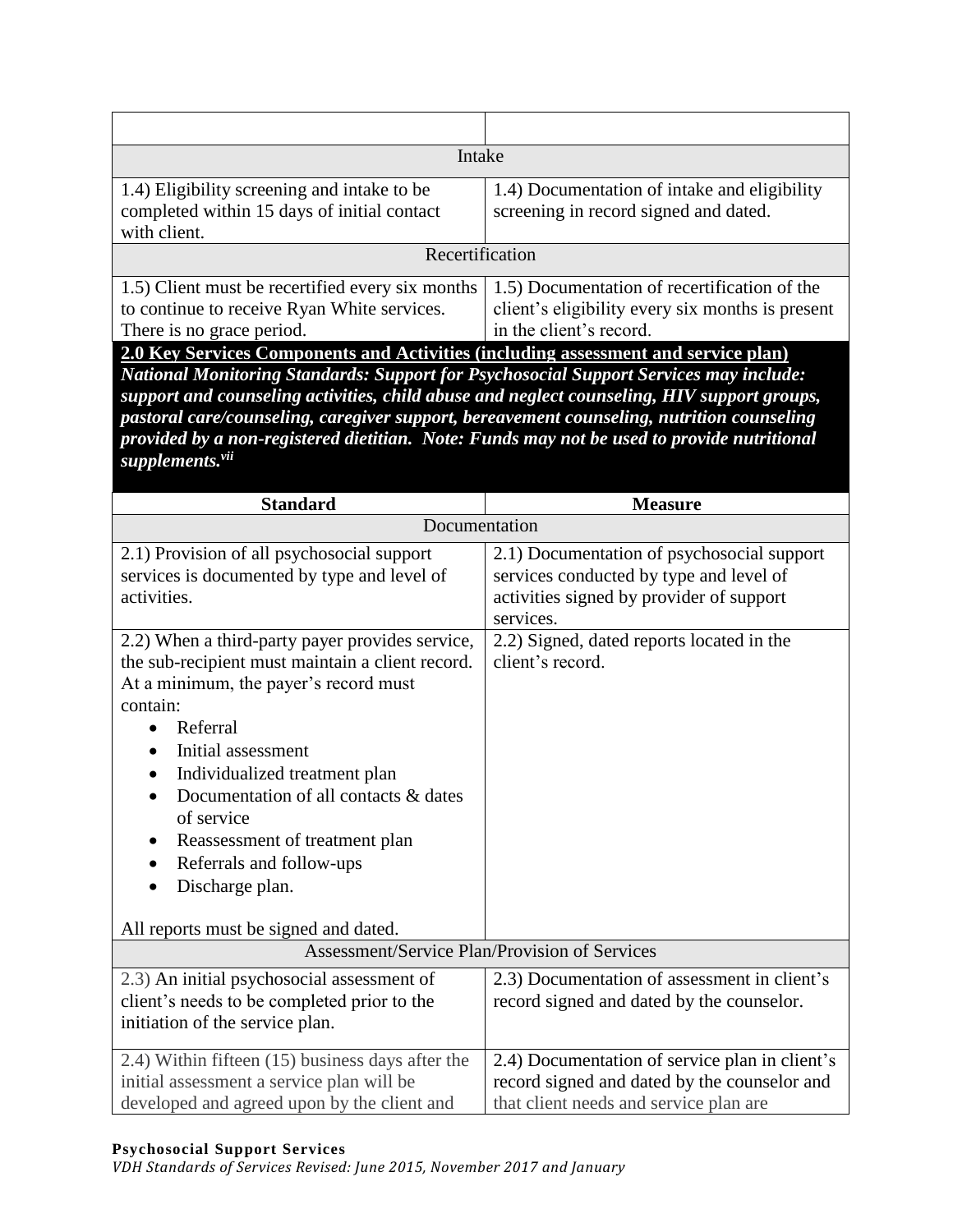| | |
|---|---|
| Intake | |
| 1.4) Eligibility screening and intake to be completed within 15 days of initial contact with client. | 1.4) Documentation of intake and eligibility screening in record signed and dated. |
| Recertification | |
| 1.5) Client must be recertified every six months to continue to receive Ryan White services. There is no grace period. | 1.5) Documentation of recertification of the client's eligibility every six months is present in the client's record. |

**2.0 Key Services Components and Activities (including assessment and service plan)**

***National Monitoring Standards: Support for Psychosocial Support Services may include: support and counseling activities, child abuse and neglect counseling, HIV support groups, pastoral care/counseling, caregiver support, bereavement counseling, nutrition counseling provided by a non-registered dietitian. Note: Funds may not be used to provide nutritional supplements.[vii]***

| Standard | Measure |
|---|---|
| Documentation | |
| 2.1) Provision of all psychosocial support services is documented by type and level of activities. | 2.1) Documentation of psychosocial support services conducted by type and level of activities signed by provider of support services. |
| 2.2) When a third-party payer provides service, the sub-recipient must maintain a client record. At a minimum, the payer's record must contain: <br>• Referral <br>• Initial assessment <br>• Individualized treatment plan <br>• Documentation of all contacts & dates of service <br>• Reassessment of treatment plan <br>• Referrals and follow-ups <br>• Discharge plan. <br><br>All reports must be signed and dated. | 2.2) Signed, dated reports located in the client's record. |
| Assessment/Service Plan/Provision of Services | |
| 2.3) An initial psychosocial assessment of client's needs to be completed prior to the initiation of the service plan. | 2.3) Documentation of assessment in client's record signed and dated by the counselor. |
| 2.4) Within fifteen (15) business days after the initial assessment a service plan will be developed and agreed upon by the client and | 2.4) Documentation of service plan in client's record signed and dated by the counselor and that client needs and service plan are |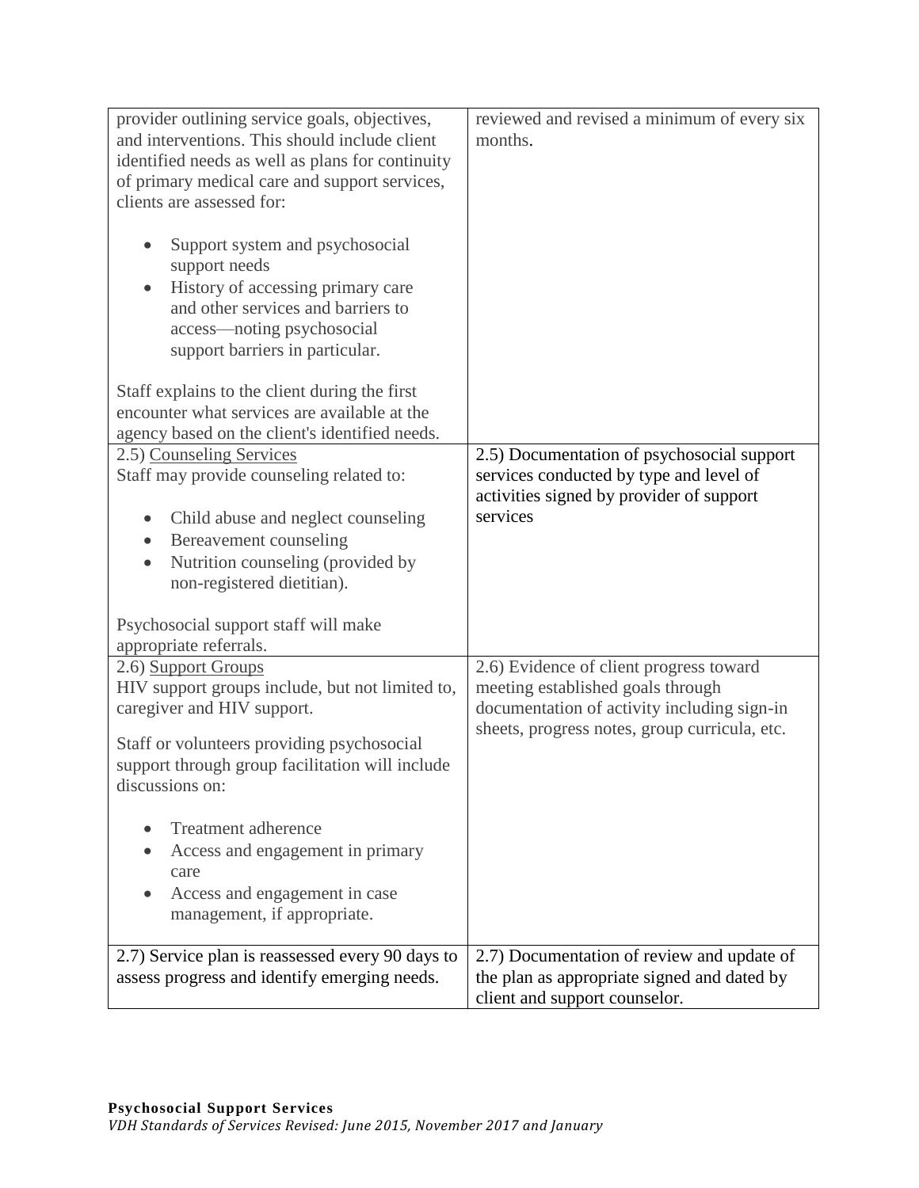| | |
|---|---|
| provider outlining service goals, objectives, and interventions. This should include client identified needs as well as plans for continuity of primary medical care and support services, clients are assessed for:<br><br>• Support system and psychosocial support needs<br>• History of accessing primary care and other services and barriers to access—noting psychosocial support barriers in particular.<br><br>Staff explains to the client during the first encounter what services are available at the agency based on the client's identified needs. | reviewed and revised a minimum of every six months. |
| 2.5) Counseling Services<br>Staff may provide counseling related to:<br><br>• Child abuse and neglect counseling<br>• Bereavement counseling<br>• Nutrition counseling (provided by non-registered dietitian).<br><br>Psychosocial support staff will make appropriate referrals. | 2.5) Documentation of psychosocial support services conducted by type and level of activities signed by provider of support services |
| 2.6) Support Groups<br>HIV support groups include, but not limited to, caregiver and HIV support.<br><br>Staff or volunteers providing psychosocial support through group facilitation will include discussions on:<br><br>• Treatment adherence<br>• Access and engagement in primary care<br>• Access and engagement in case management, if appropriate. | 2.6) Evidence of client progress toward meeting established goals through documentation of activity including sign-in sheets, progress notes, group curricula, etc. |
| 2.7) Service plan is reassessed every 90 days to assess progress and identify emerging needs. | 2.7) Documentation of review and update of the plan as appropriate signed and dated by client and support counselor. |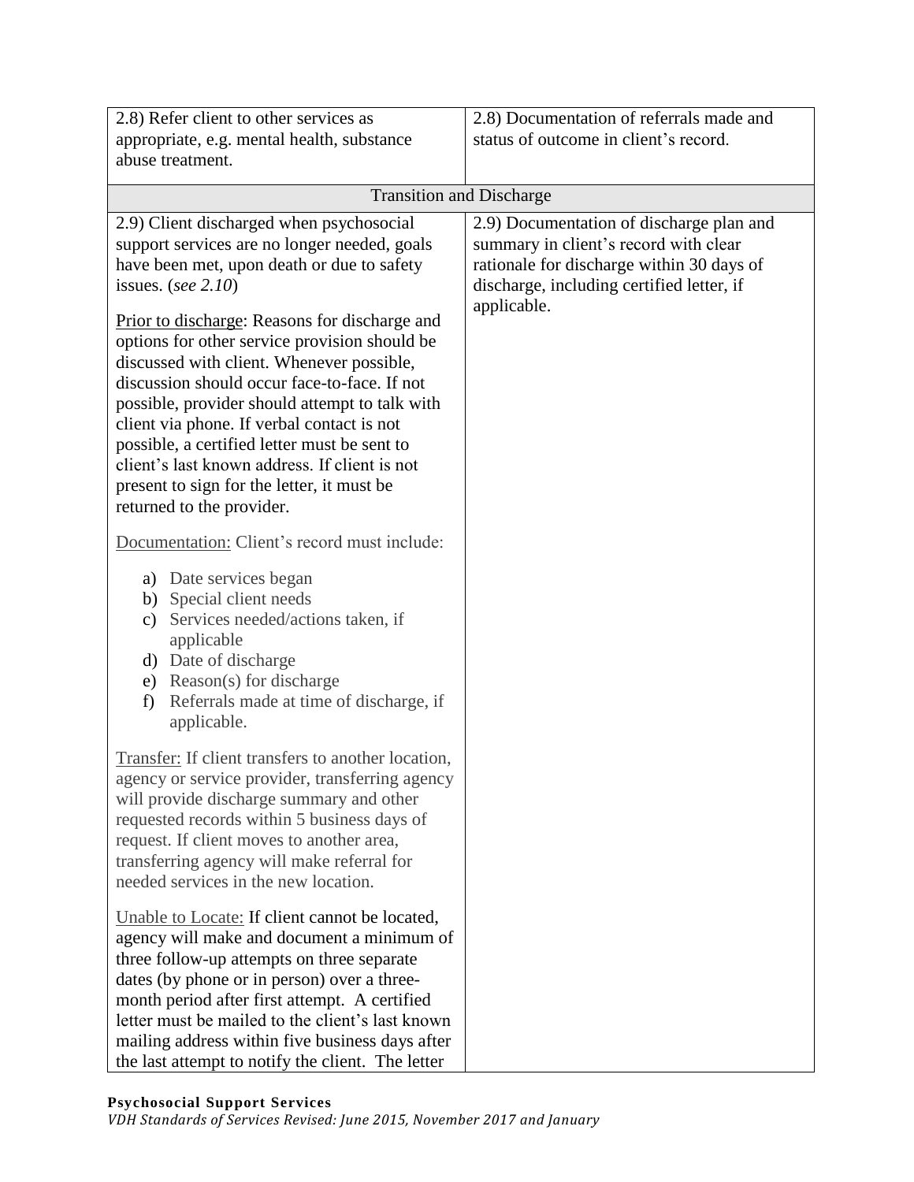| | |
|---|---|
| 2.8) Refer client to other services as appropriate, e.g. mental health, substance abuse treatment. | 2.8) Documentation of referrals made and status of outcome in client's record. |
| **Transition and Discharge** | |
| 2.9) Client discharged when psychosocial support services are no longer needed, goals have been met, upon death or due to safety issues. (*see 2.10*)<br><br>Prior to discharge: Reasons for discharge and options for other service provision should be discussed with client. Whenever possible, discussion should occur face-to-face. If not possible, provider should attempt to talk with client via phone. If verbal contact is not possible, a certified letter must be sent to client's last known address. If client is not present to sign for the letter, it must be returned to the provider.<br><br>Documentation: Client's record must include:<br><br>a) Date services began<br>b) Special client needs<br>c) Services needed/actions taken, if applicable<br>d) Date of discharge<br>e) Reason(s) for discharge<br>f) Referrals made at time of discharge, if applicable.<br><br>Transfer: If client transfers to another location, agency or service provider, transferring agency will provide discharge summary and other requested records within 5 business days of request. If client moves to another area, transferring agency will make referral for needed services in the new location.<br><br>Unable to Locate: If client cannot be located, agency will make and document a minimum of three follow-up attempts on three separate dates (by phone or in person) over a three-month period after first attempt. A certified letter must be mailed to the client's last known mailing address within five business days after the last attempt to notify the client. The letter | 2.9) Documentation of discharge plan and summary in client's record with clear rationale for discharge within 30 days of discharge, including certified letter, if applicable. |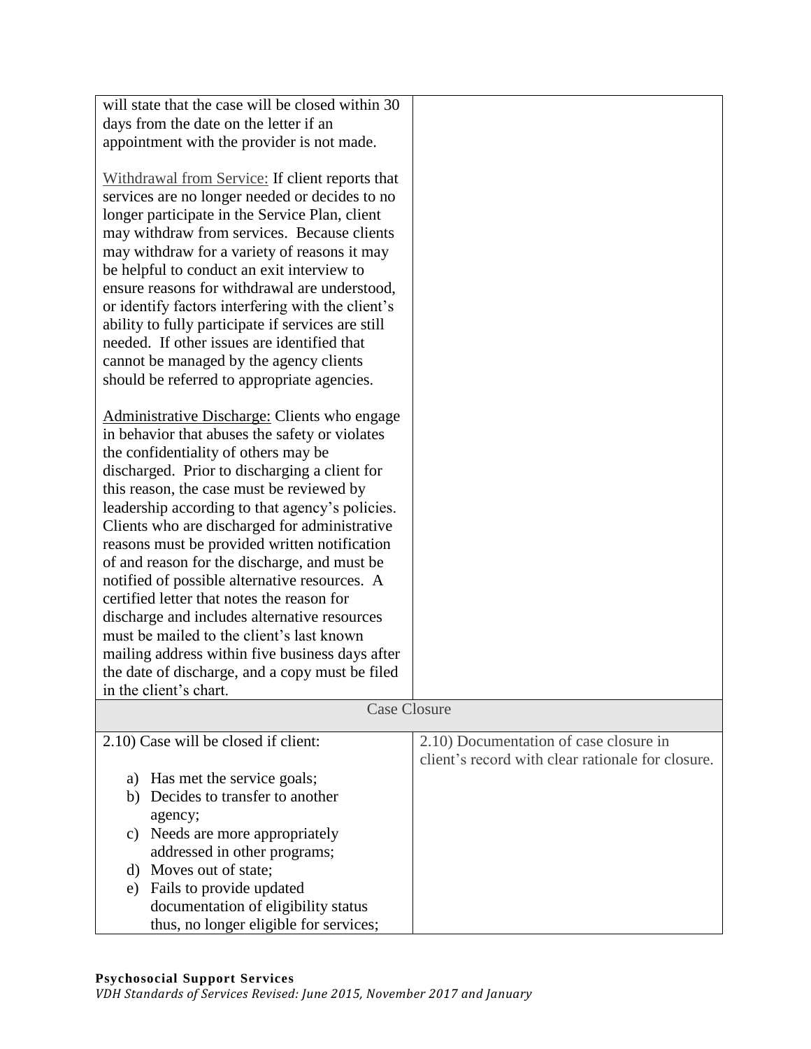| | |
|---|---|
| will state that the case will be closed within 30 days from the date on the letter if an appointment with the provider is not made.<br><br>Withdrawal from Service: If client reports that services are no longer needed or decides to no longer participate in the Service Plan, client may withdraw from services. Because clients may withdraw for a variety of reasons it may be helpful to conduct an exit interview to ensure reasons for withdrawal are understood, or identify factors interfering with the client's ability to fully participate if services are still needed. If other issues are identified that cannot be managed by the agency clients should be referred to appropriate agencies.<br><br>Administrative Discharge: Clients who engage in behavior that abuses the safety or violates the confidentiality of others may be discharged. Prior to discharging a client for this reason, the case must be reviewed by leadership according to that agency's policies. Clients who are discharged for administrative reasons must be provided written notification of and reason for the discharge, and must be notified of possible alternative resources. A certified letter that notes the reason for discharge and includes alternative resources must be mailed to the client's last known mailing address within five business days after the date of discharge, and a copy must be filed in the client's chart. | |
| **Case Closure** | |
| 2.10) Case will be closed if client:<br><br>a) Has met the service goals;<br>b) Decides to transfer to another agency;<br>c) Needs are more appropriately addressed in other programs;<br>d) Moves out of state;<br>e) Fails to provide updated documentation of eligibility status thus, no longer eligible for services; | 2.10) Documentation of case closure in client's record with clear rationale for closure. |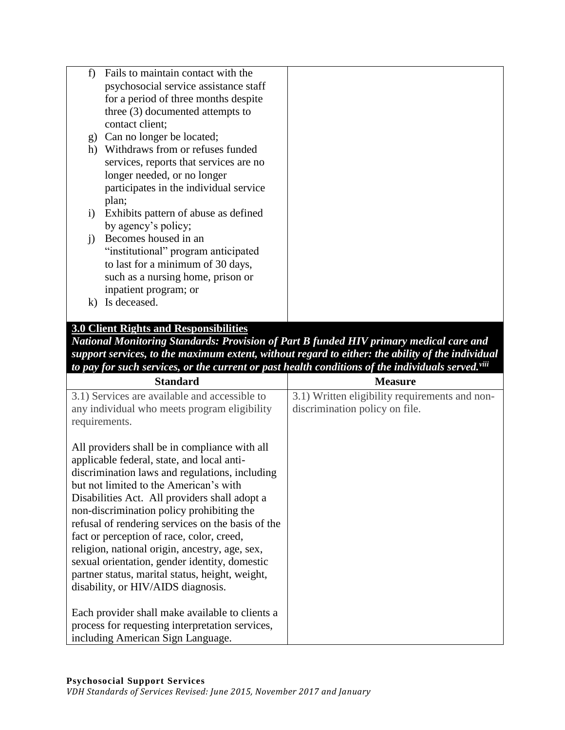| | |
|---|---|
| f) Fails to maintain contact with the psychosocial service assistance staff for a period of three months despite three (3) documented attempts to contact client;<br>g) Can no longer be located;<br>h) Withdraws from or refuses funded services, reports that services are no longer needed, or no longer participates in the individual service plan;<br>i) Exhibits pattern of abuse as defined by agency's policy;<br>j) Becomes housed in an "institutional" program anticipated to last for a minimum of 30 days, such as a nursing home, prison or inpatient program; or<br>k) Is deceased. | |

**3.0 Client Rights and Responsibilities**

***National Monitoring Standards: Provision of Part B funded HIV primary medical care and support services, to the maximum extent, without regard to either: the ability of the individual to pay for such services, or the current or past health conditions of the individuals served.[viii]***

| Standard | Measure |
|---|---|
| 3.1) Services are available and accessible to any individual who meets program eligibility requirements.<br><br>All providers shall be in compliance with all applicable federal, state, and local anti-discrimination laws and regulations, including but not limited to the American's with Disabilities Act. All providers shall adopt a non-discrimination policy prohibiting the refusal of rendering services on the basis of the fact or perception of race, color, creed, religion, national origin, ancestry, age, sex, sexual orientation, gender identity, domestic partner status, marital status, height, weight, disability, or HIV/AIDS diagnosis.<br><br>Each provider shall make available to clients a process for requesting interpretation services, including American Sign Language. | 3.1) Written eligibility requirements and non-discrimination policy on file. |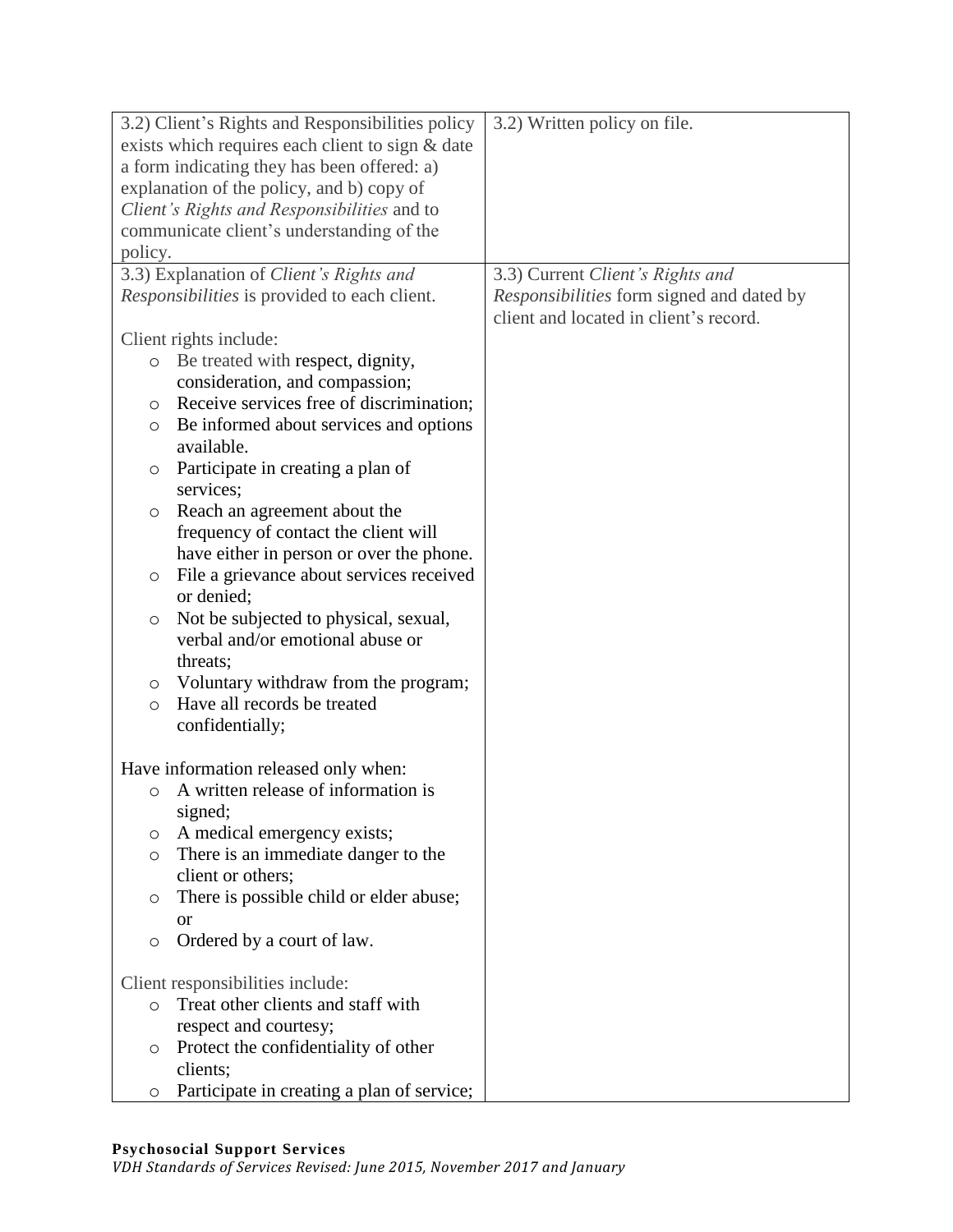| | |
|---|---|
| 3.2) Client's Rights and Responsibilities policy exists which requires each client to sign & date a form indicating they has been offered: a) explanation of the policy, and b) copy of *Client's Rights and Responsibilities* and to communicate client's understanding of the policy. | 3.2) Written policy on file. |
| 3.3) Explanation of *Client's Rights and Responsibilities* is provided to each client.<br><br>Client rights include:<br>○ Be treated with respect, dignity, consideration, and compassion;<br>○ Receive services free of discrimination;<br>○ Be informed about services and options available.<br>○ Participate in creating a plan of services;<br>○ Reach an agreement about the frequency of contact the client will have either in person or over the phone.<br>○ File a grievance about services received or denied;<br>○ Not be subjected to physical, sexual, verbal and/or emotional abuse or threats;<br>○ Voluntary withdraw from the program;<br>○ Have all records be treated confidentially;<br><br>Have information released only when:<br>○ A written release of information is signed;<br>○ A medical emergency exists;<br>○ There is an immediate danger to the client or others;<br>○ There is possible child or elder abuse; or<br>○ Ordered by a court of law.<br><br>Client responsibilities include:<br>○ Treat other clients and staff with respect and courtesy;<br>○ Protect the confidentiality of other clients;<br>○ Participate in creating a plan of service; | 3.3) Current *Client's Rights and Responsibilities* form signed and dated by client and located in client's record. |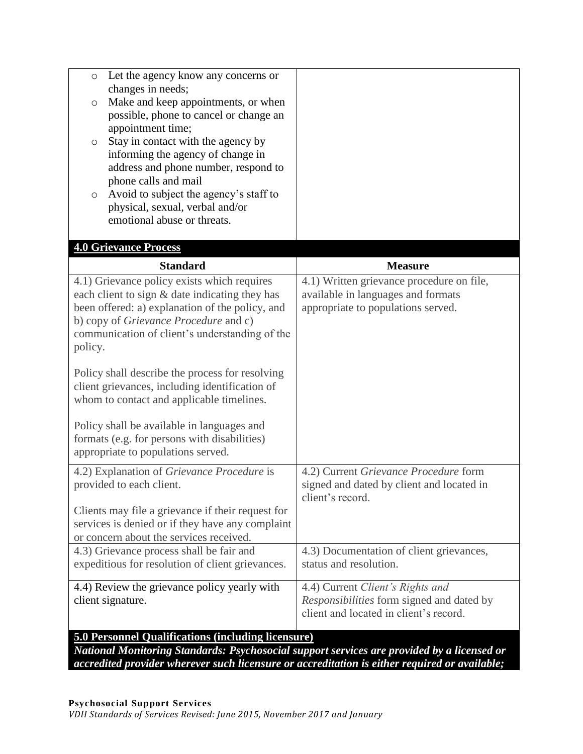| | |
|---|---|
| ○ Let the agency know any concerns or changes in needs;<br>○ Make and keep appointments, or when possible, phone to cancel or change an appointment time;<br>○ Stay in contact with the agency by informing the agency of change in address and phone number, respond to phone calls and mail<br>○ Avoid to subject the agency's staff to physical, sexual, verbal and/or emotional abuse or threats. | |

**4.0 Grievance Process**

| Standard | Measure |
|---|---|
| 4.1) Grievance policy exists which requires each client to sign & date indicating they has been offered: a) explanation of the policy, and b) copy of *Grievance Procedure* and c) communication of client's understanding of the policy.<br><br>Policy shall describe the process for resolving client grievances, including identification of whom to contact and applicable timelines.<br><br>Policy shall be available in languages and formats (e.g. for persons with disabilities) appropriate to populations served. | 4.1) Written grievance procedure on file, available in languages and formats appropriate to populations served. |
| 4.2) Explanation of *Grievance Procedure* is provided to each client.<br><br>Clients may file a grievance if their request for services is denied or if they have any complaint or concern about the services received. | 4.2) Current *Grievance Procedure* form signed and dated by client and located in client's record. |
| 4.3) Grievance process shall be fair and expeditious for resolution of client grievances. | 4.3) Documentation of client grievances, status and resolution. |
| 4.4) Review the grievance policy yearly with client signature. | 4.4) Current *Client's Rights and Responsibilities* form signed and dated by client and located in client's record. |

**5.0 Personnel Qualifications (including licensure)**

***National Monitoring Standards: Psychosocial support services are provided by a licensed or accredited provider wherever such licensure or accreditation is either required or available;***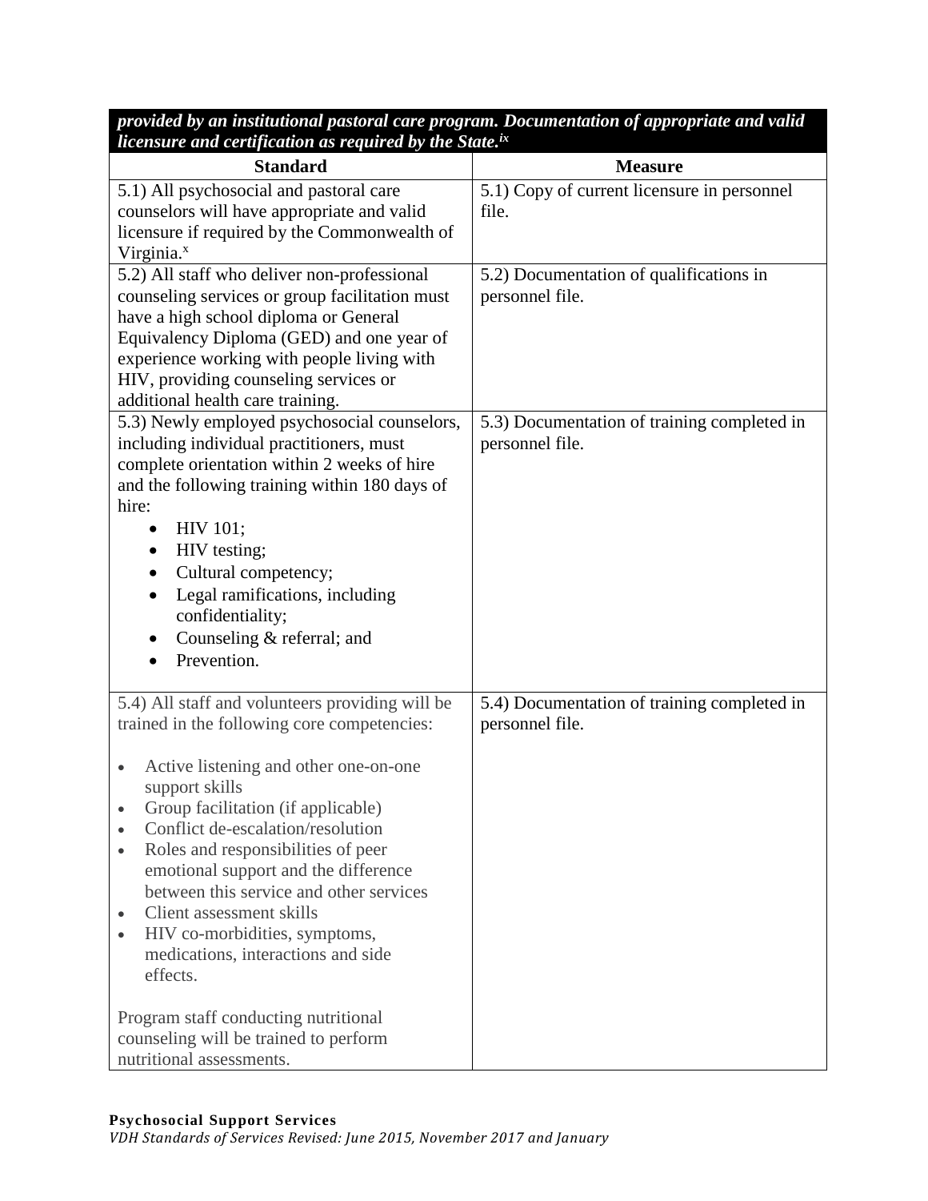***provided by an institutional pastoral care program. Documentation of appropriate and valid licensure and certification as required by the State.[ix]***

| Standard | Measure |
|---|---|
| 5.1) All psychosocial and pastoral care counselors will have appropriate and valid licensure if required by the Commonwealth of Virginia.[x] | 5.1) Copy of current licensure in personnel file. |
| 5.2) All staff who deliver non-professional counseling services or group facilitation must have a high school diploma or General Equivalency Diploma (GED) and one year of experience working with people living with HIV, providing counseling services or additional health care training. | 5.2) Documentation of qualifications in personnel file. |
| 5.3) Newly employed psychosocial counselors, including individual practitioners, must complete orientation within 2 weeks of hire and the following training within 180 days of hire:<br>• HIV 101;<br>• HIV testing;<br>• Cultural competency;<br>• Legal ramifications, including confidentiality;<br>• Counseling & referral; and<br>• Prevention. | 5.3) Documentation of training completed in personnel file. |
| 5.4) All staff and volunteers providing will be trained in the following core competencies:<br><br>• Active listening and other one-on-one support skills<br>• Group facilitation (if applicable)<br>• Conflict de-escalation/resolution<br>• Roles and responsibilities of peer emotional support and the difference between this service and other services<br>• Client assessment skills<br>• HIV co-morbidities, symptoms, medications, interactions and side effects.<br><br>Program staff conducting nutritional counseling will be trained to perform nutritional assessments. | 5.4) Documentation of training completed in personnel file. |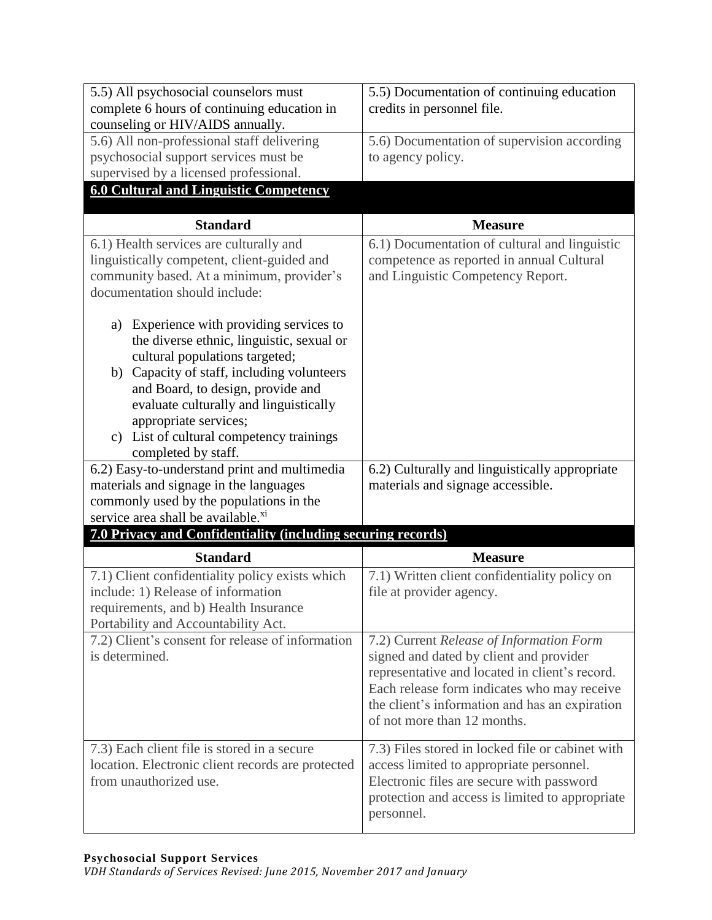| Standard | Measure |
|---|---|
| 5.5) All psychosocial counselors must complete 6 hours of continuing education in counseling or HIV/AIDS annually. | 5.5) Documentation of continuing education credits in personnel file. |
| 5.6) All non-professional staff delivering psychosocial support services must be supervised by a licensed professional. | 5.6) Documentation of supervision according to agency policy. |

## 6.0 Cultural and Linguistic Competency

| Standard | Measure |
|---|---|
| 6.1) Health services are culturally and linguistically competent, client-guided and community based. At a minimum, provider's documentation should include:<br><br>a) Experience with providing services to the diverse ethnic, linguistic, sexual or cultural populations targeted;<br>b) Capacity of staff, including volunteers and Board, to design, provide and evaluate culturally and linguistically appropriate services;<br>c) List of cultural competency trainings completed by staff. | 6.1) Documentation of cultural and linguistic competence as reported in annual Cultural and Linguistic Competency Report. |
| 6.2) Easy-to-understand print and multimedia materials and signage in the languages commonly used by the populations in the service area shall be available.[xi] | 6.2) Culturally and linguistically appropriate materials and signage accessible. |

## 7.0 Privacy and Confidentiality (including securing records)

| Standard | Measure |
|---|---|
| 7.1) Client confidentiality policy exists which include: 1) Release of information requirements, and b) Health Insurance Portability and Accountability Act. | 7.1) Written client confidentiality policy on file at provider agency. |
| 7.2) Client's consent for release of information is determined. | 7.2) Current *Release of Information Form* signed and dated by client and provider representative and located in client's record. Each release form indicates who may receive the client's information and has an expiration of not more than 12 months. |
| 7.3) Each client file is stored in a secure location. Electronic client records are protected from unauthorized use. | 7.3) Files stored in locked file or cabinet with access limited to appropriate personnel. Electronic files are secure with password protection and access is limited to appropriate personnel. |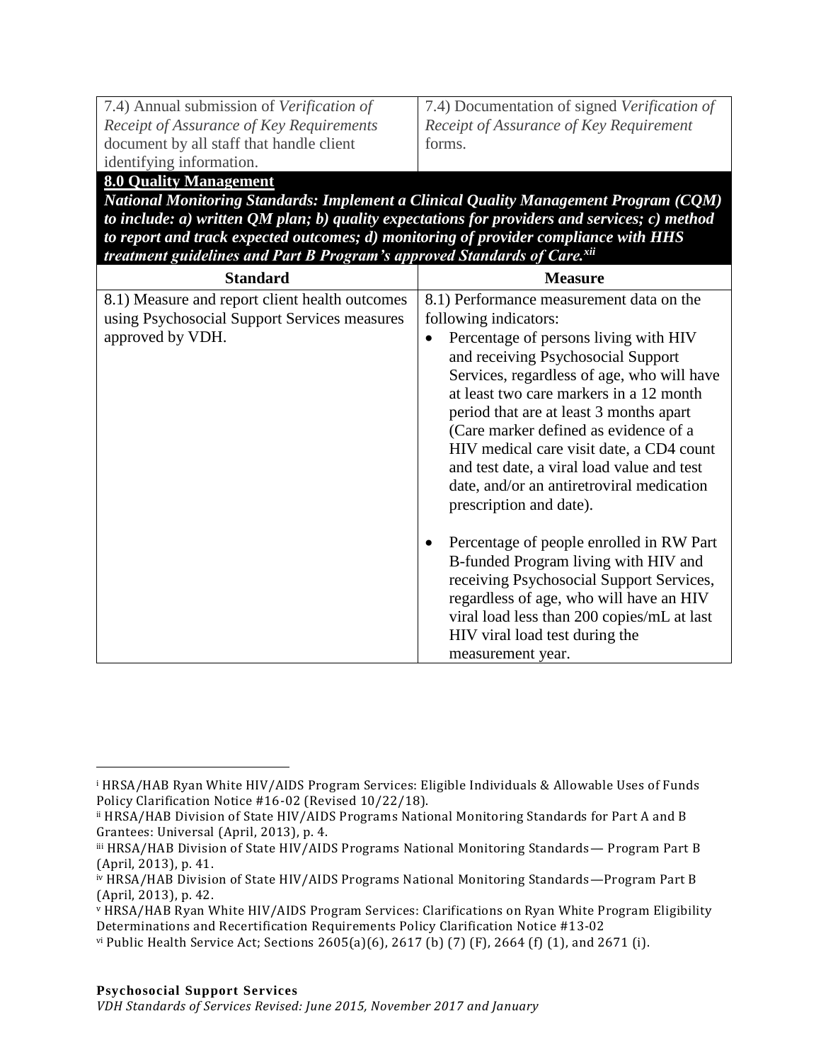| | |
|---|---|
| 7.4) Annual submission of *Verification of Receipt of Assurance of Key Requirements* document by all staff that handle client identifying information. | 7.4) Documentation of signed *Verification of Receipt of Assurance of Key Requirement* forms. |

**8.0 Quality Management**

***National Monitoring Standards: Implement a Clinical Quality Management Program (CQM) to include: a) written QM plan; b) quality expectations for providers and services; c) method to report and track expected outcomes; d) monitoring of provider compliance with HHS treatment guidelines and Part B Program's approved Standards of Care.[xii]***

| Standard | Measure |
|---|---|
| 8.1) Measure and report client health outcomes using Psychosocial Support Services measures approved by VDH. | 8.1) Performance measurement data on the following indicators:<br>• Percentage of persons living with HIV and receiving Psychosocial Support Services, regardless of age, who will have at least two care markers in a 12 month period that are at least 3 months apart (Care marker defined as evidence of a HIV medical care visit date, a CD4 count and test date, a viral load value and test date, and/or an antiretroviral medication prescription and date).<br><br>• Percentage of people enrolled in RW Part B-funded Program living with HIV and receiving Psychosocial Support Services, regardless of age, who will have an HIV viral load less than 200 copies/mL at last HIV viral load test during the measurement year. |

---

[i] HRSA/HAB Ryan White HIV/AIDS Program Services: Eligible Individuals & Allowable Uses of Funds Policy Clarification Notice #16-02 (Revised 10/22/18).
[ii] HRSA/HAB Division of State HIV/AIDS Programs National Monitoring Standards for Part A and B Grantees: Universal (April, 2013), p. 4.
[iii] HRSA/HAB Division of State HIV/AIDS Programs National Monitoring Standards— Program Part B (April, 2013), p. 41.
[iv] HRSA/HAB Division of State HIV/AIDS Programs National Monitoring Standards—Program Part B (April, 2013), p. 42.
[v] HRSA/HAB Ryan White HIV/AIDS Program Services: Clarifications on Ryan White Program Eligibility Determinations and Recertification Requirements Policy Clarification Notice #13-02
[vi] Public Health Service Act; Sections 2605(a)(6), 2617 (b) (7) (F), 2664 (f) (1), and 2671 (i).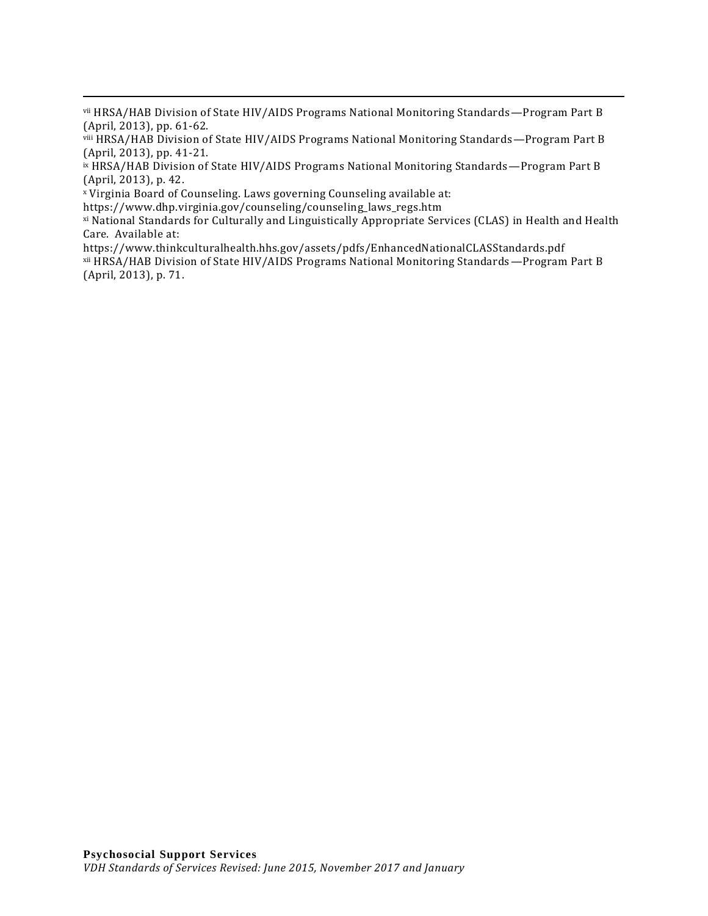[vii] HRSA/HAB Division of State HIV/AIDS Programs National Monitoring Standards—Program Part B (April, 2013), pp. 61-62.

[viii] HRSA/HAB Division of State HIV/AIDS Programs National Monitoring Standards—Program Part B (April, 2013), pp. 41-21.

[ix] HRSA/HAB Division of State HIV/AIDS Programs National Monitoring Standards—Program Part B (April, 2013), p. 42.

[x] Virginia Board of Counseling. Laws governing Counseling available at: https://www.dhp.virginia.gov/counseling/counseling_laws_regs.htm

[xi] National Standards for Culturally and Linguistically Appropriate Services (CLAS) in Health and Health Care. Available at: https://www.thinkculturalhealth.hhs.gov/assets/pdfs/EnhancedNationalCLASStandards.pdf

[xii] HRSA/HAB Division of State HIV/AIDS Programs National Monitoring Standards—Program Part B (April, 2013), p. 71.